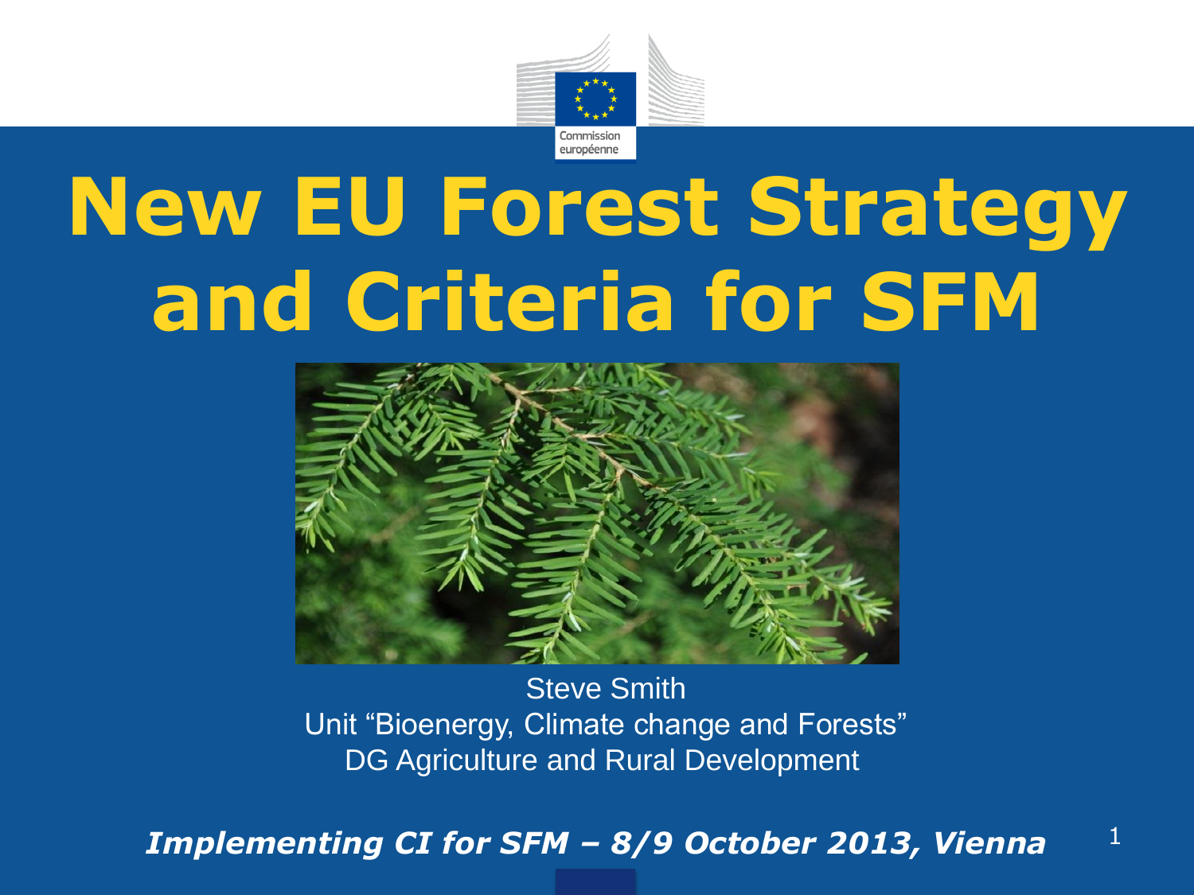# New EU Forest Strategy and Criteria for SFM

Steve Smith
Unit "Bioenergy, Climate change and Forests"
DG Agriculture and Rural Development

***Implementing CI for SFM – 8/9 October 2013, Vienna***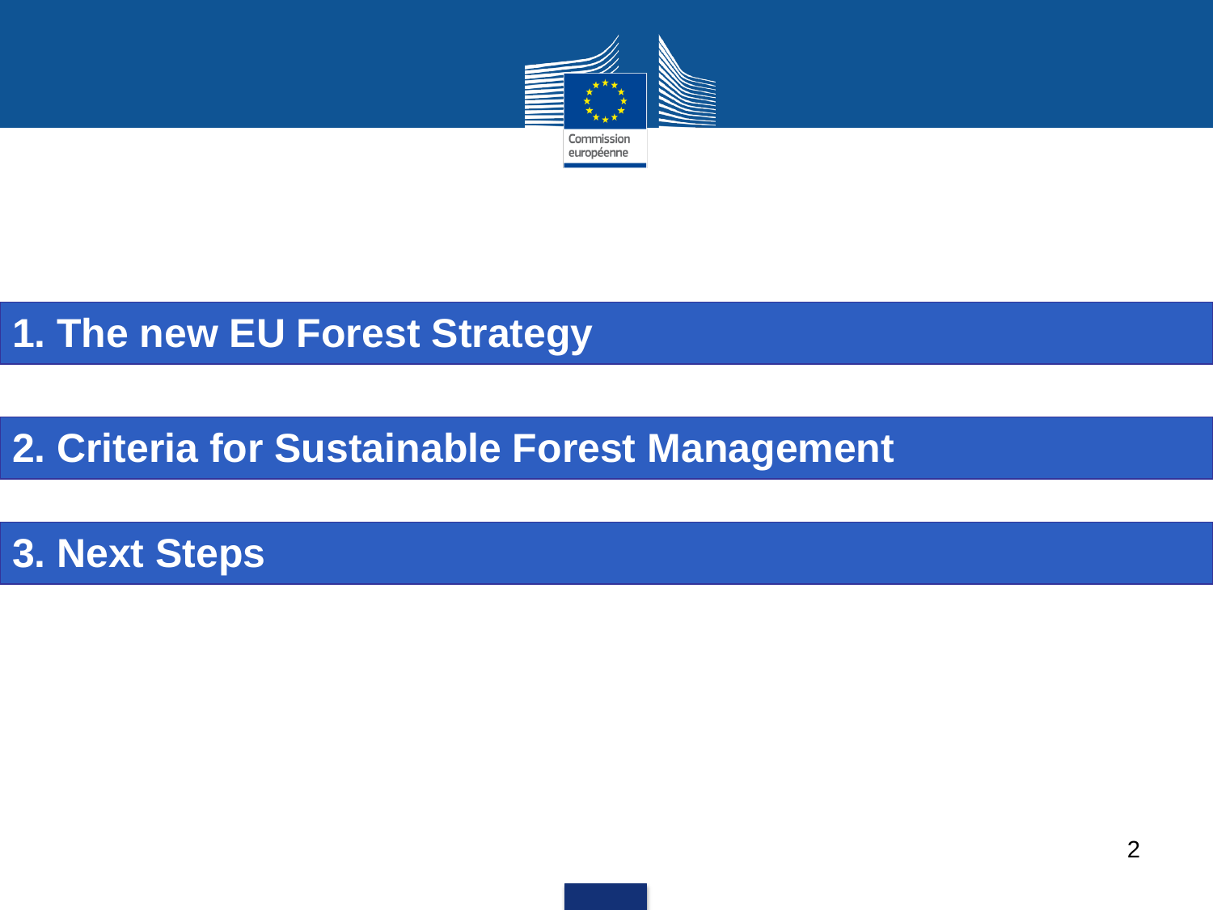## 1. The new EU Forest Strategy

## 2. Criteria for Sustainable Forest Management

## 3. Next Steps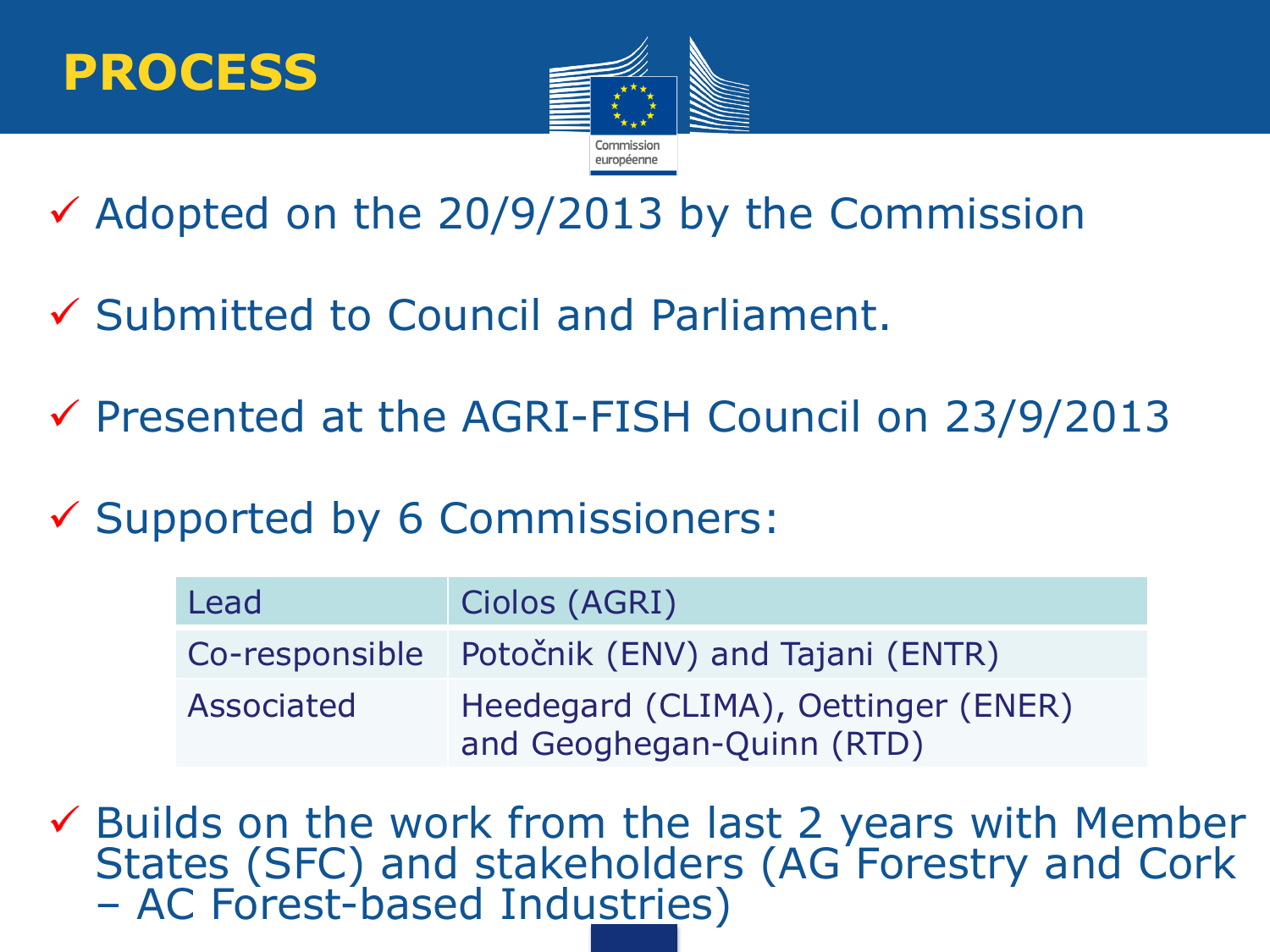# PROCESS

- ✓ Adopted on the 20/9/2013 by the Commission
- ✓ Submitted to Council and Parliament.
- ✓ Presented at the AGRI-FISH Council on 23/9/2013
- ✓ Supported by 6 Commissioners:

| Lead | Ciolos (AGRI) |
|---|---|
| Co-responsible | Potočnik (ENV) and Tajani (ENTR) |
| Associated | Heedegard (CLIMA), Oettinger (ENER) and Geoghegan-Quinn (RTD) |

- ✓ Builds on the work from the last 2 years with Member States (SFC) and stakeholders (AG Forestry and Cork – AC Forest-based Industries)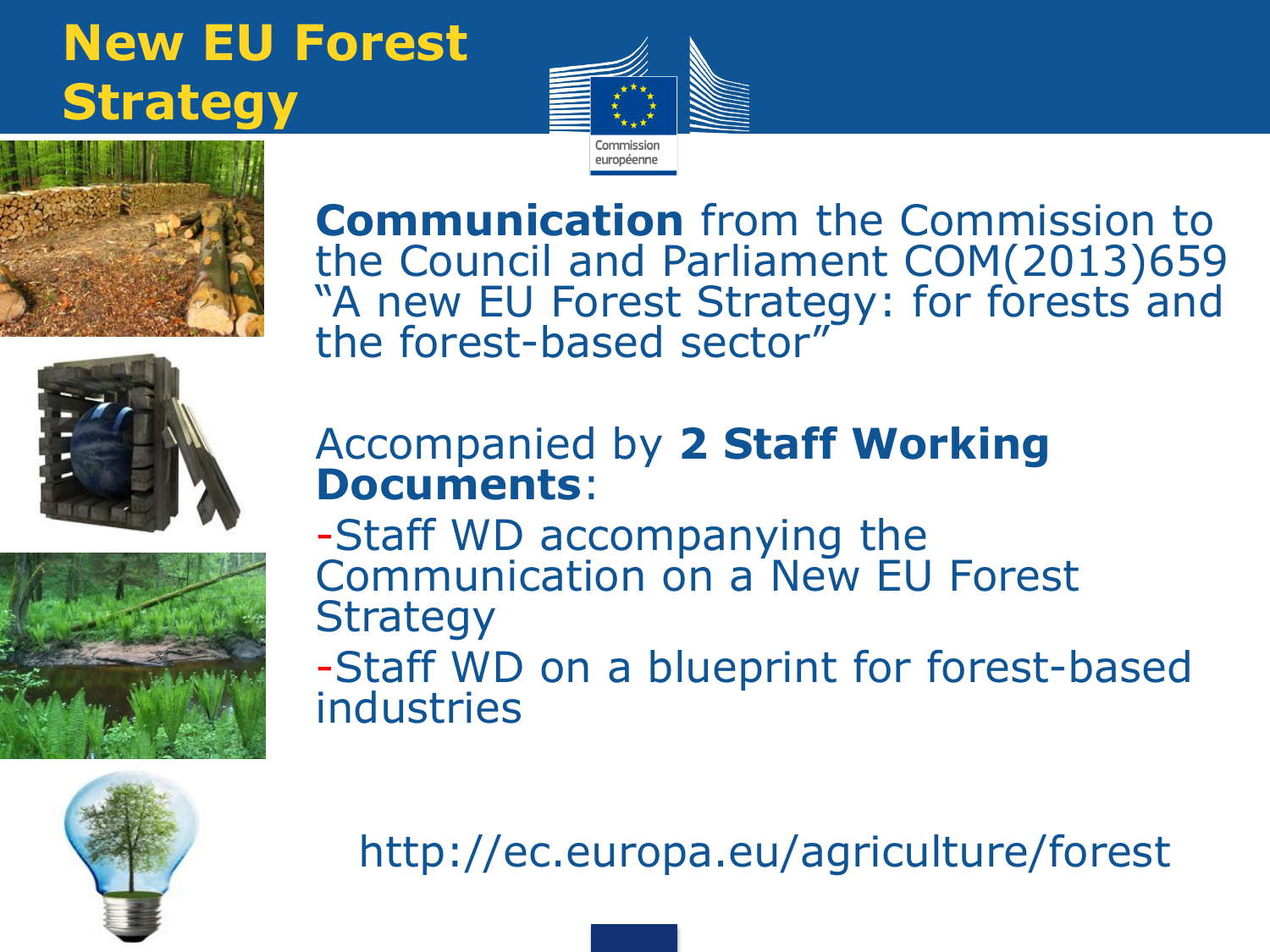# New EU Forest Strategy

**Communication** from the Commission to the Council and Parliament COM(2013)659 "A new EU Forest Strategy: for forests and the forest-based sector"

Accompanied by **2 Staff Working Documents**:

- Staff WD accompanying the Communication on a New EU Forest Strategy
- Staff WD on a blueprint for forest-based industries

http://ec.europa.eu/agriculture/forest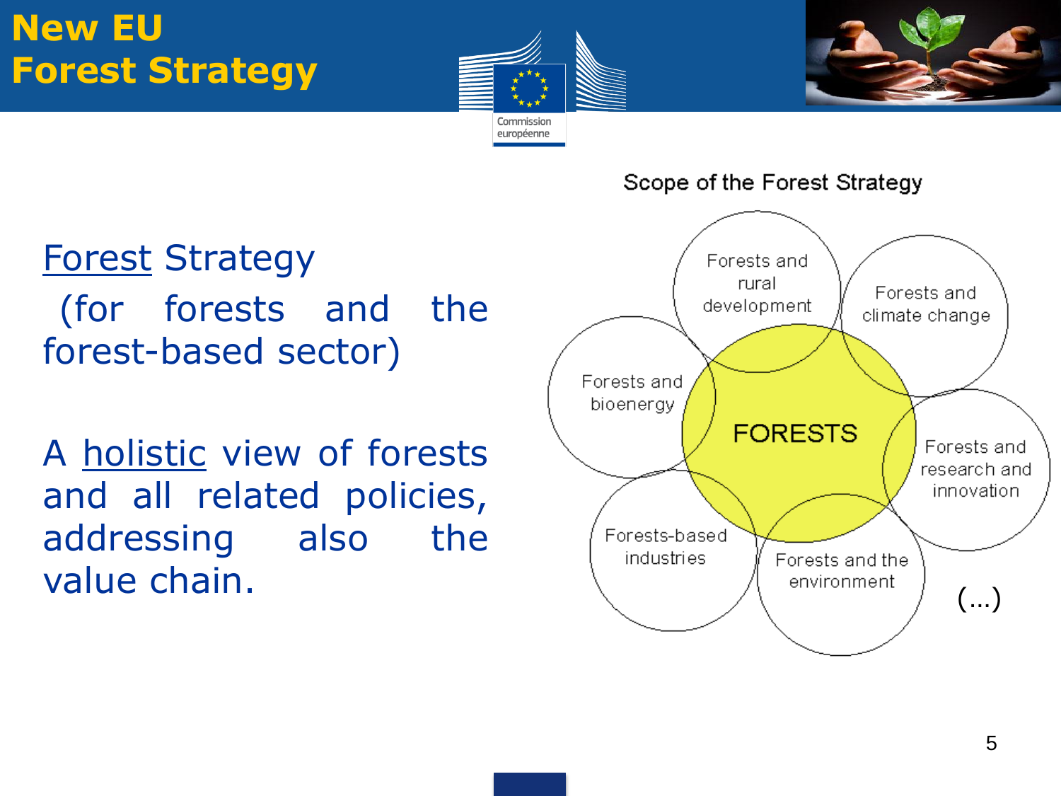# New EU Forest Strategy

Forest Strategy (for forests and the forest-based sector)

A holistic view of forests and all related policies, addressing also the value chain.

Scope of the Forest Strategy

- FORESTS
- Forests and rural development
- Forests and climate change
- Forests and research and innovation
- Forests and the environment
- Forests-based industries
- Forests and bioenergy
- (...)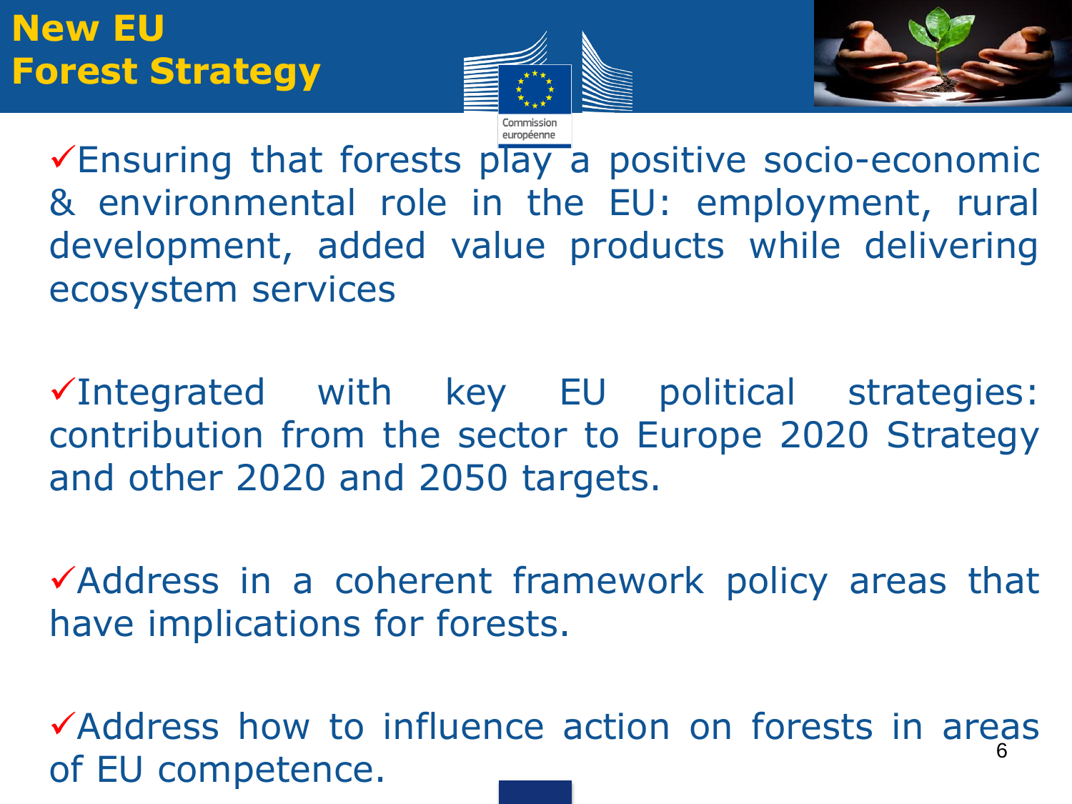# New EU Forest Strategy

- ✓Ensuring that forests play a positive socio-economic & environmental role in the EU: employment, rural development, added value products while delivering ecosystem services

- ✓Integrated with key EU political strategies: contribution from the sector to Europe 2020 Strategy and other 2020 and 2050 targets.

- ✓Address in a coherent framework policy areas that have implications for forests.

- ✓Address how to influence action on forests in areas of EU competence.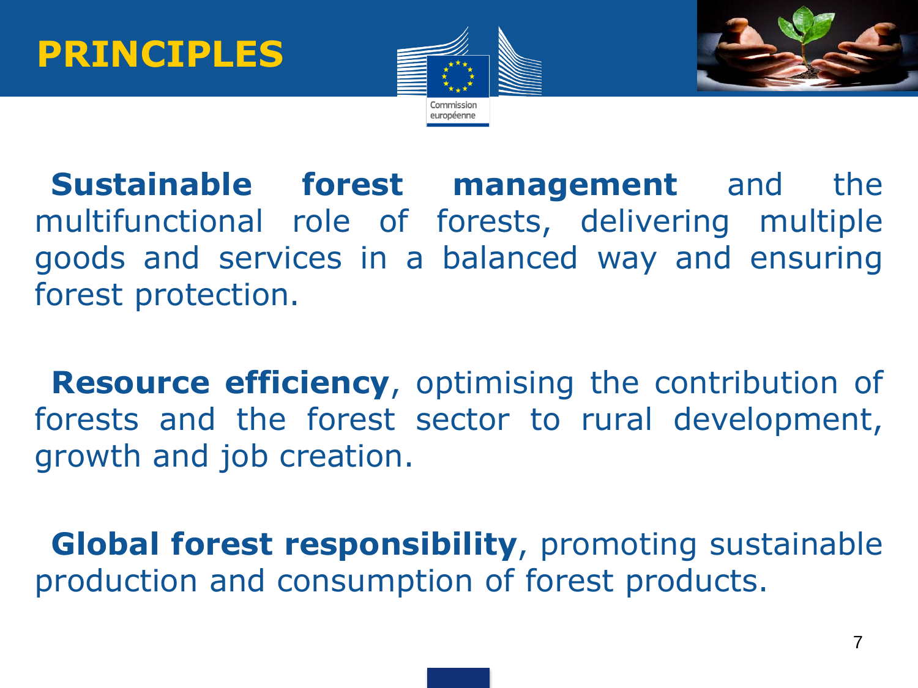# PRINCIPLES

**Sustainable forest management** and the multifunctional role of forests, delivering multiple goods and services in a balanced way and ensuring forest protection.

**Resource efficiency**, optimising the contribution of forests and the forest sector to rural development, growth and job creation.

**Global forest responsibility**, promoting sustainable production and consumption of forest products.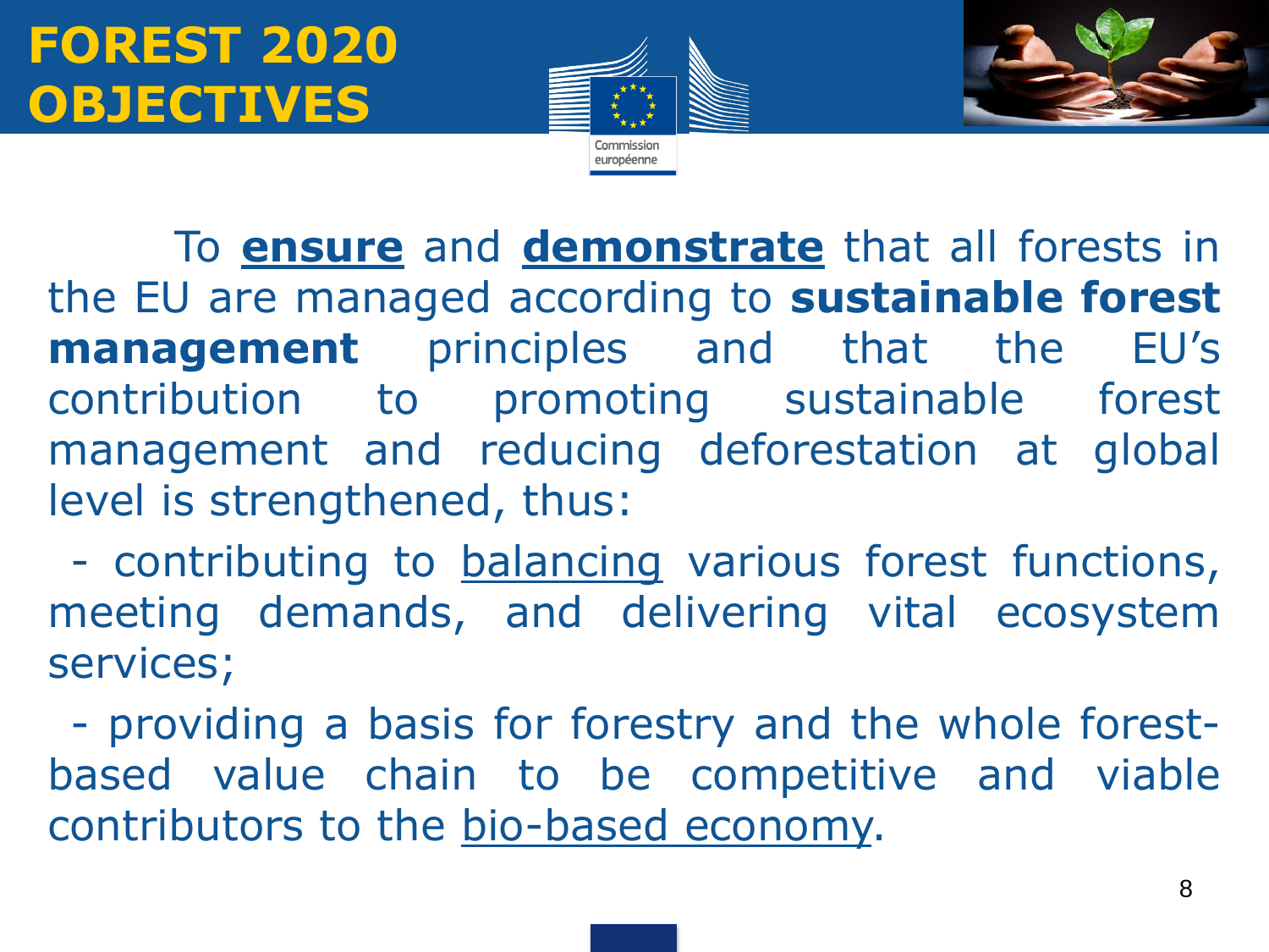# FOREST 2020 OBJECTIVES

To **ensure** and **demonstrate** that all forests in the EU are managed according to **sustainable forest management** principles and that the EU's contribution to promoting sustainable forest management and reducing deforestation at global level is strengthened, thus:

- contributing to balancing various forest functions, meeting demands, and delivering vital ecosystem services;
- providing a basis for forestry and the whole forest-based value chain to be competitive and viable contributors to the bio-based economy.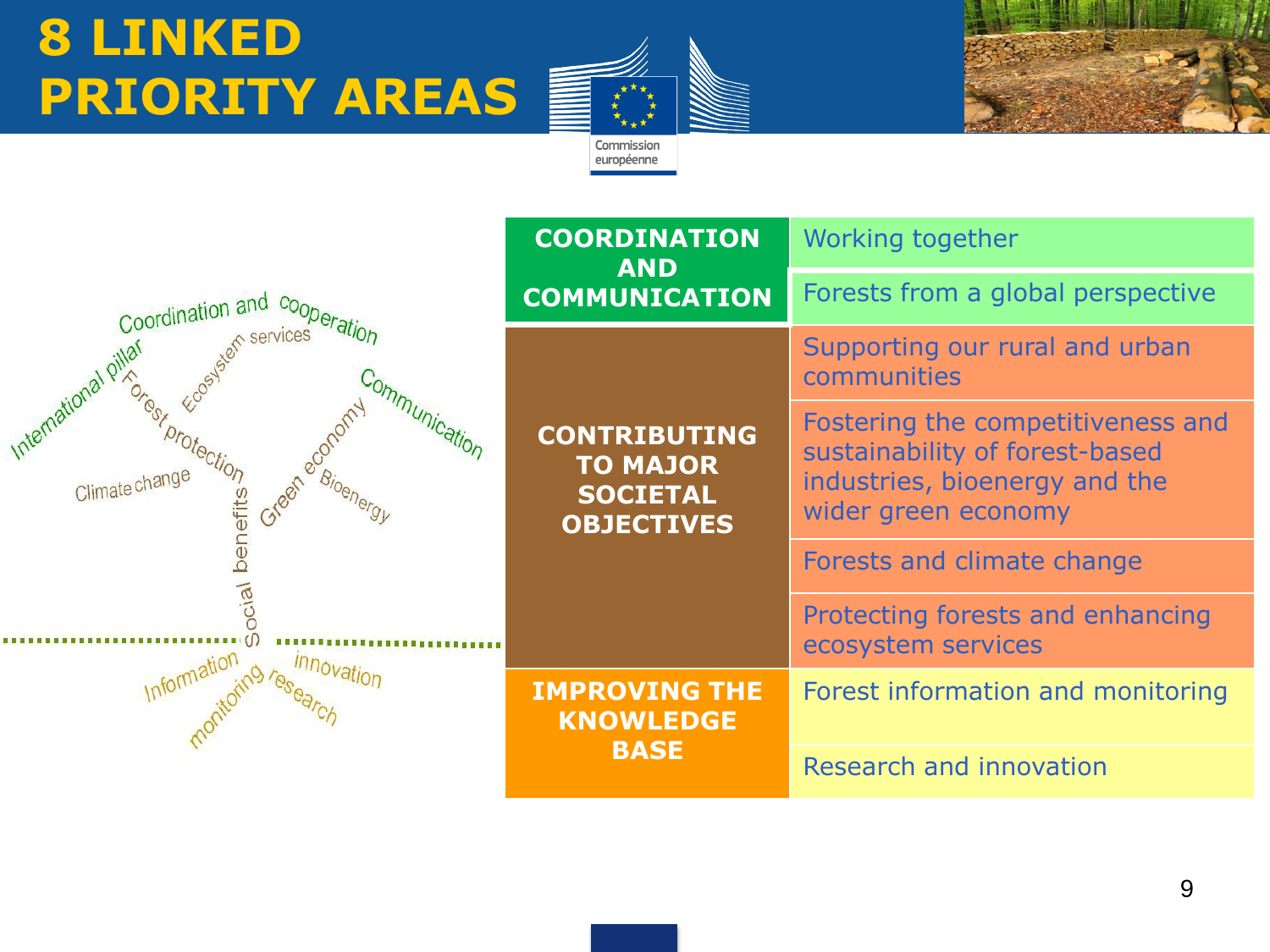# 8 LINKED PRIORITY AREAS

| | |
|---|---|
| **COORDINATION AND COMMUNICATION** | Working together |
| | Forests from a global perspective |
| **CONTRIBUTING TO MAJOR SOCIETAL OBJECTIVES** | Supporting our rural and urban communities |
| | Fostering the competitiveness and sustainability of forest-based industries, bioenergy and the wider green economy |
| | Forests and climate change |
| | Protecting forests and enhancing ecosystem services |
| **IMPROVING THE KNOWLEDGE BASE** | Forest information and monitoring |
| | Research and innovation |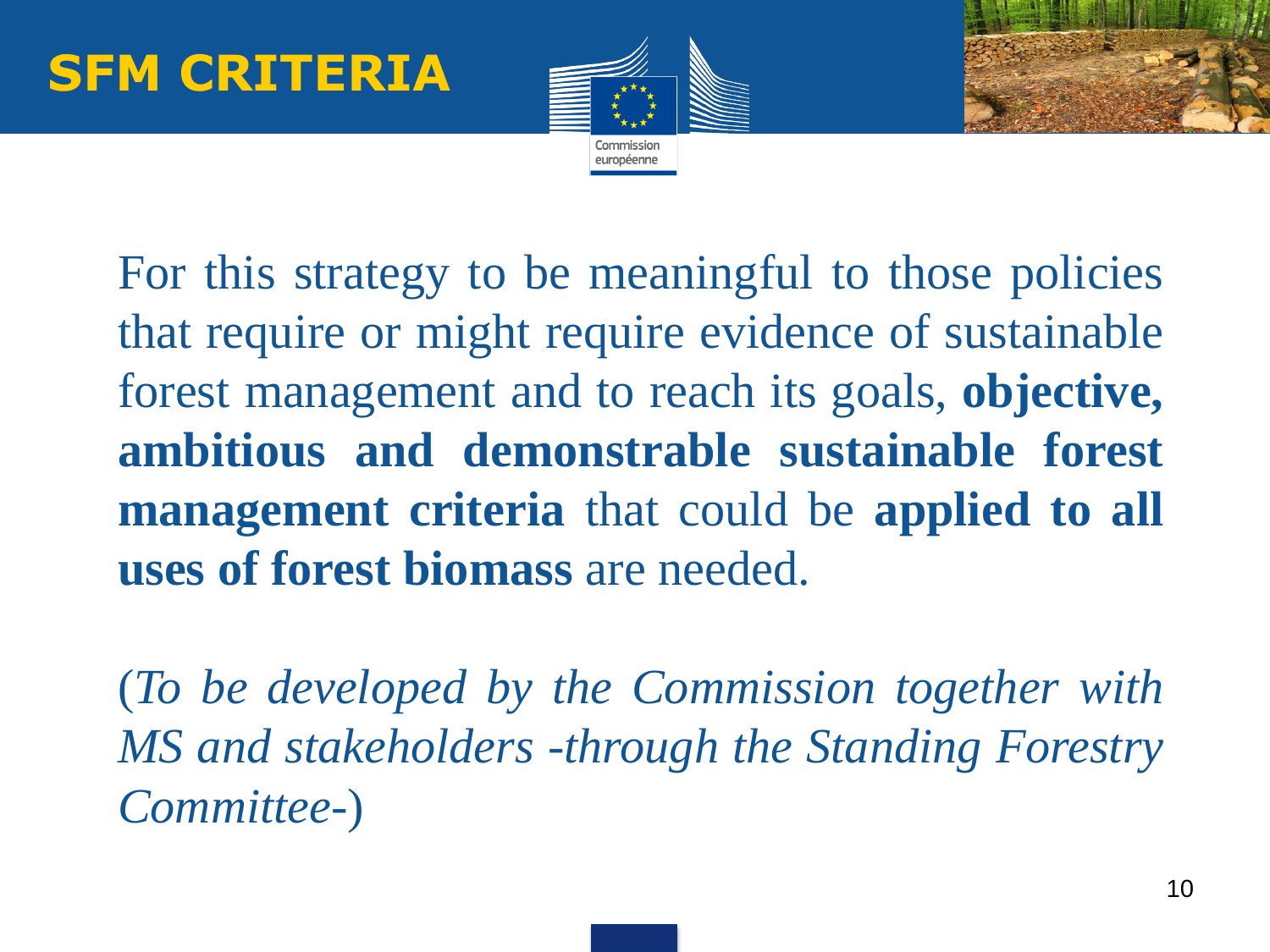# SFM CRITERIA

For this strategy to be meaningful to those policies that require or might require evidence of sustainable forest management and to reach its goals, **objective, ambitious and demonstrable sustainable forest management criteria** that could be **applied to all uses of forest biomass** are needed.

(*To be developed by the Commission together with MS and stakeholders -through the Standing Forestry Committee-*)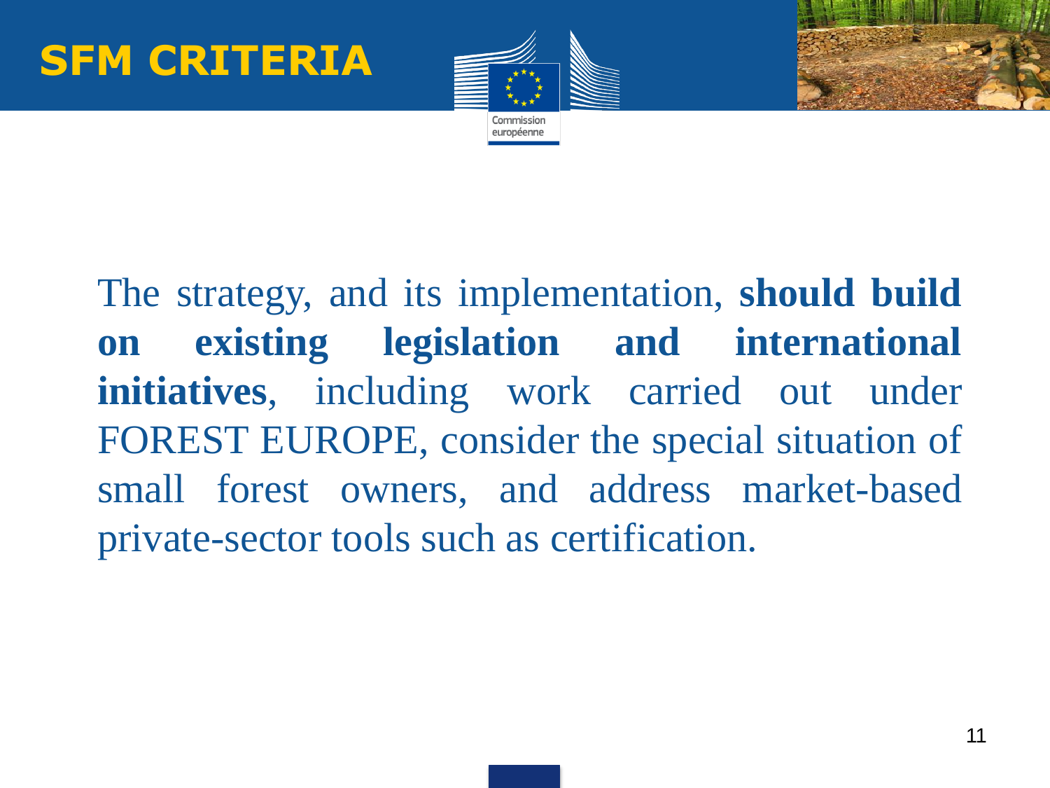# SFM CRITERIA

The strategy, and its implementation, **should build on existing legislation and international initiatives**, including work carried out under FOREST EUROPE, consider the special situation of small forest owners, and address market-based private-sector tools such as certification.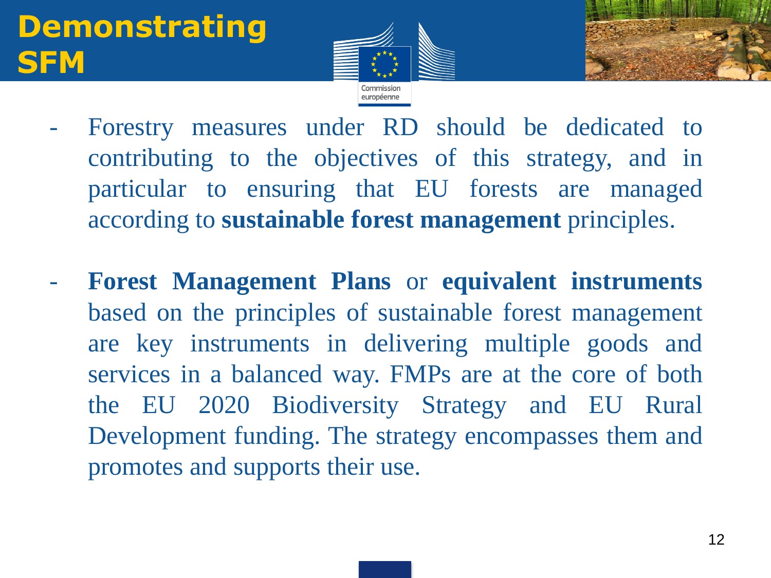# Demonstrating SFM

- Forestry measures under RD should be dedicated to contributing to the objectives of this strategy, and in particular to ensuring that EU forests are managed according to **sustainable forest management** principles.

- **Forest Management Plans** or **equivalent instruments** based on the principles of sustainable forest management are key instruments in delivering multiple goods and services in a balanced way. FMPs are at the core of both the EU 2020 Biodiversity Strategy and EU Rural Development funding. The strategy encompasses them and promotes and supports their use.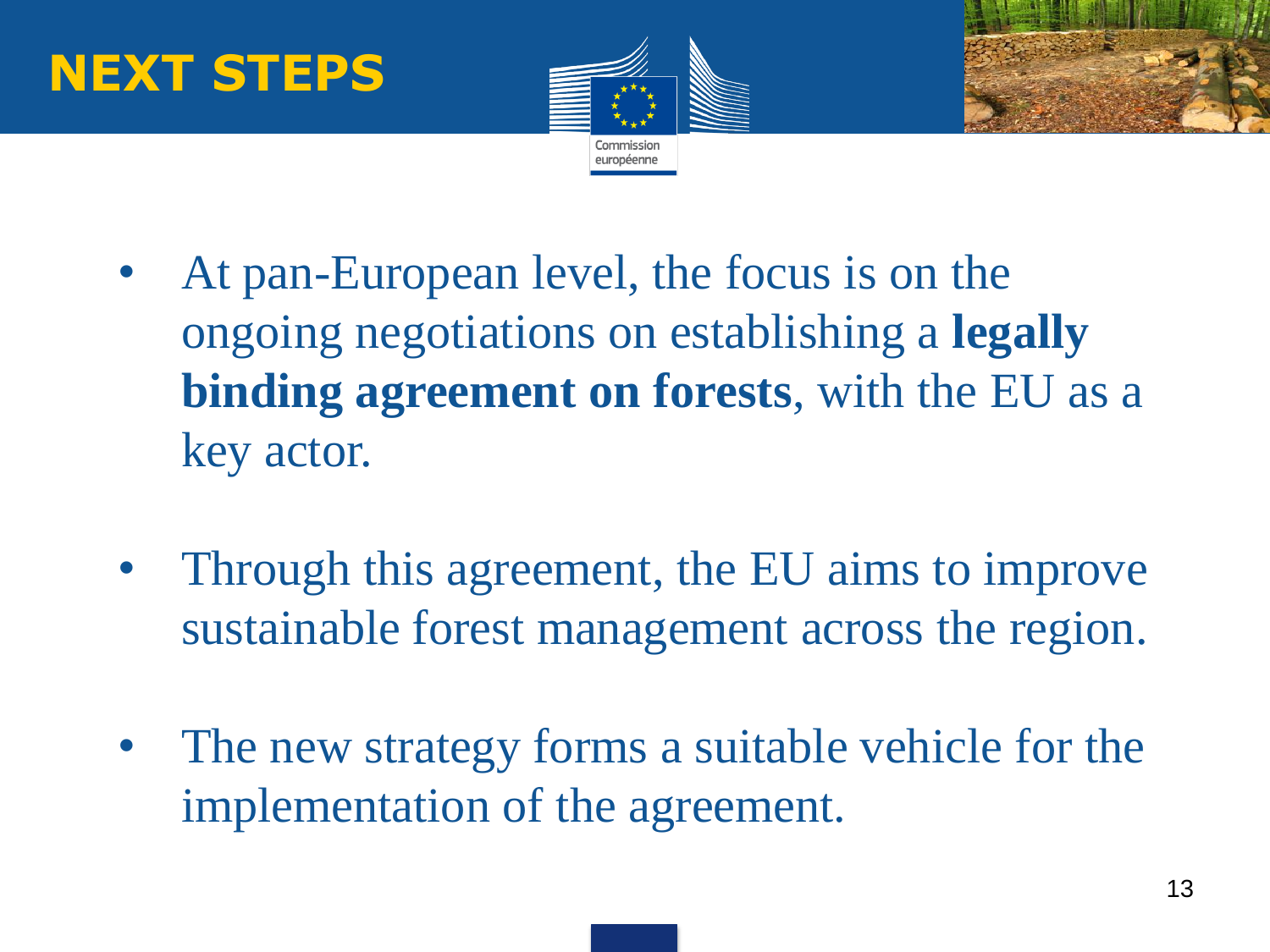# NEXT STEPS

- At pan-European level, the focus is on the ongoing negotiations on establishing a **legally binding agreement on forests**, with the EU as a key actor.

- Through this agreement, the EU aims to improve sustainable forest management across the region.

- The new strategy forms a suitable vehicle for the implementation of the agreement.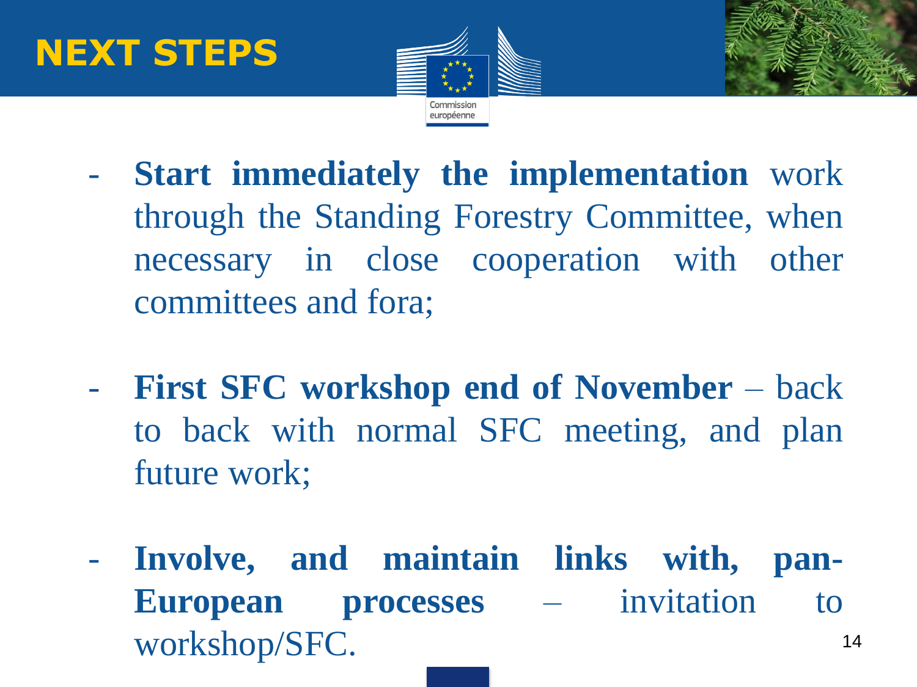# NEXT STEPS

- **Start immediately the implementation** work through the Standing Forestry Committee, when necessary in close cooperation with other committees and fora;

- **First SFC workshop end of November** – back to back with normal SFC meeting, and plan future work;

- **Involve, and maintain links with, pan-European processes** – invitation to workshop/SFC.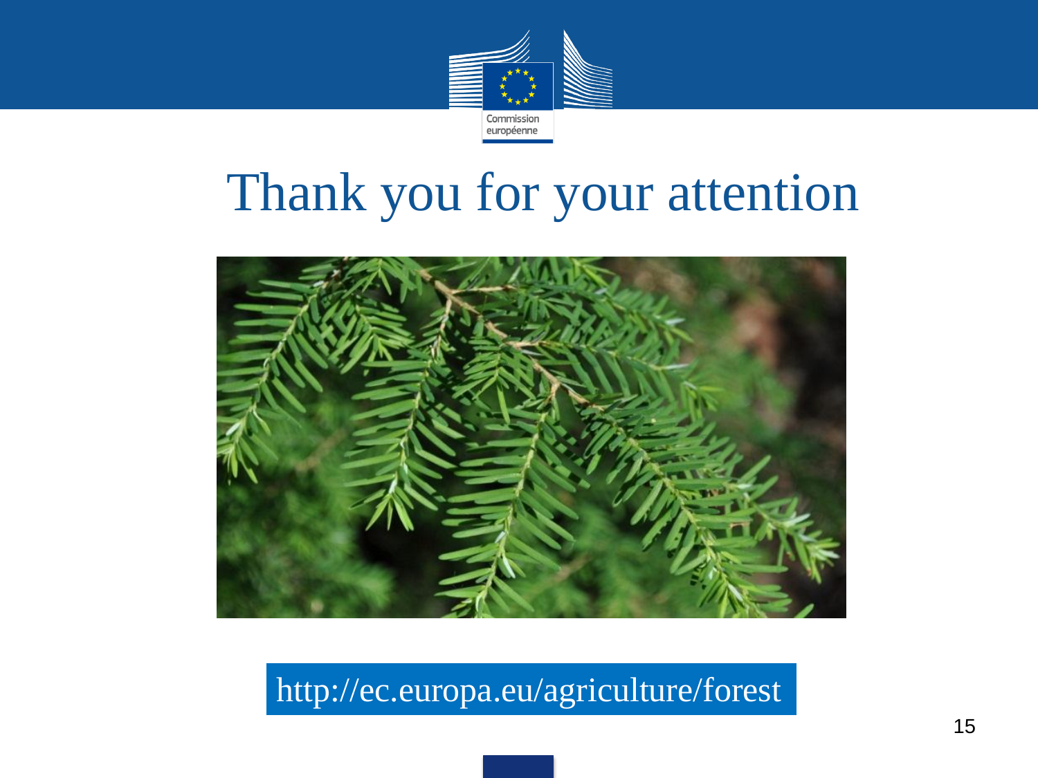# Thank you for your attention

http://ec.europa.eu/agriculture/forest